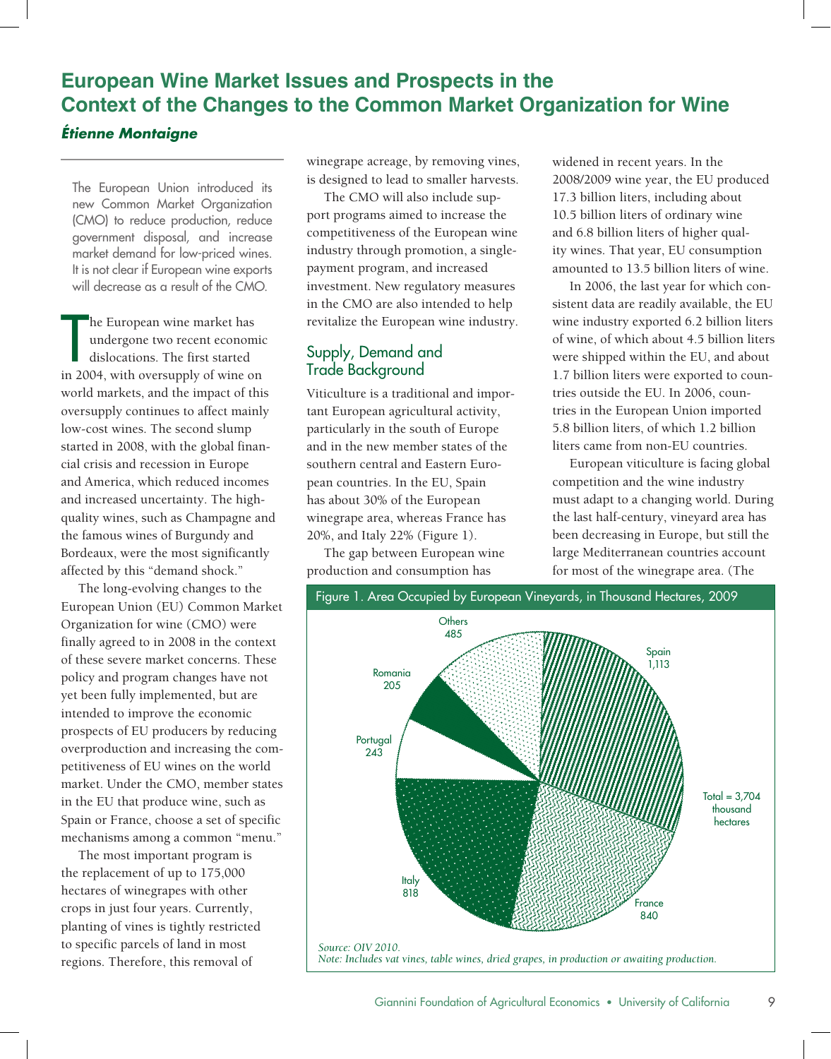# European Wine Market Issues and Prospects in the Context of the Changes to the Common Market Organization for Wine

***Étienne Montaigne***

The European Union introduced its new Common Market Organization (CMO) to reduce production, reduce government disposal, and increase market demand for low-priced wines. It is not clear if European wine exports will decrease as a result of the CMO.

The European wine market has undergone two recent economic dislocations. The first started in 2004, with oversupply of wine on world markets, and the impact of this oversupply continues to affect mainly low-cost wines. The second slump started in 2008, with the global financial crisis and recession in Europe and America, which reduced incomes and increased uncertainty. The high-quality wines, such as Champagne and the famous wines of Burgundy and Bordeaux, were the most significantly affected by this "demand shock."

The long-evolving changes to the European Union (EU) Common Market Organization for wine (CMO) were finally agreed to in 2008 in the context of these severe market concerns. These policy and program changes have not yet been fully implemented, but are intended to improve the economic prospects of EU producers by reducing overproduction and increasing the competitiveness of EU wines on the world market. Under the CMO, member states in the EU that produce wine, such as Spain or France, choose a set of specific mechanisms among a common "menu."

The most important program is the replacement of up to 175,000 hectares of winegrapes with other crops in just four years. Currently, planting of vines is tightly restricted to specific parcels of land in most regions. Therefore, this removal of winegrape acreage, by removing vines, is designed to lead to smaller harvests.

The CMO will also include support programs aimed to increase the competitiveness of the European wine industry through promotion, a single-payment program, and increased investment. New regulatory measures in the CMO are also intended to help revitalize the European wine industry.

## Supply, Demand and Trade Background

Viticulture is a traditional and important European agricultural activity, particularly in the south of Europe and in the new member states of the southern central and Eastern European countries. In the EU, Spain has about 30% of the European winegrape area, whereas France has 20%, and Italy 22% (Figure 1).

The gap between European wine production and consumption has widened in recent years. In the 2008/2009 wine year, the EU produced 17.3 billion liters, including about 10.5 billion liters of ordinary wine and 6.8 billion liters of higher quality wines. That year, EU consumption amounted to 13.5 billion liters of wine.

In 2006, the last year for which consistent data are readily available, the EU wine industry exported 6.2 billion liters of wine, of which about 4.5 billion liters were shipped within the EU, and about 1.7 billion liters were exported to countries outside the EU. In 2006, countries in the European Union imported 5.8 billion liters, of which 1.2 billion liters came from non-EU countries.

European viticulture is facing global competition and the wine industry must adapt to a changing world. During the last half-century, vineyard area has been decreasing in Europe, but still the large Mediterranean countries account for most of the winegrape area. (The

Figure 1. Area Occupied by European Vineyards, in Thousand Hectares, 2009

| Country | Thousand hectares |
|---|---|
| Spain | 1,113 |
| France | 840 |
| Italy | 818 |
| Portugal | 243 |
| Romania | 205 |
| Others | 485 |
| Total | 3,704 |

*Source: OIV 2010.*
*Note: Includes vat vines, table wines, dried grapes, in production or awaiting production.*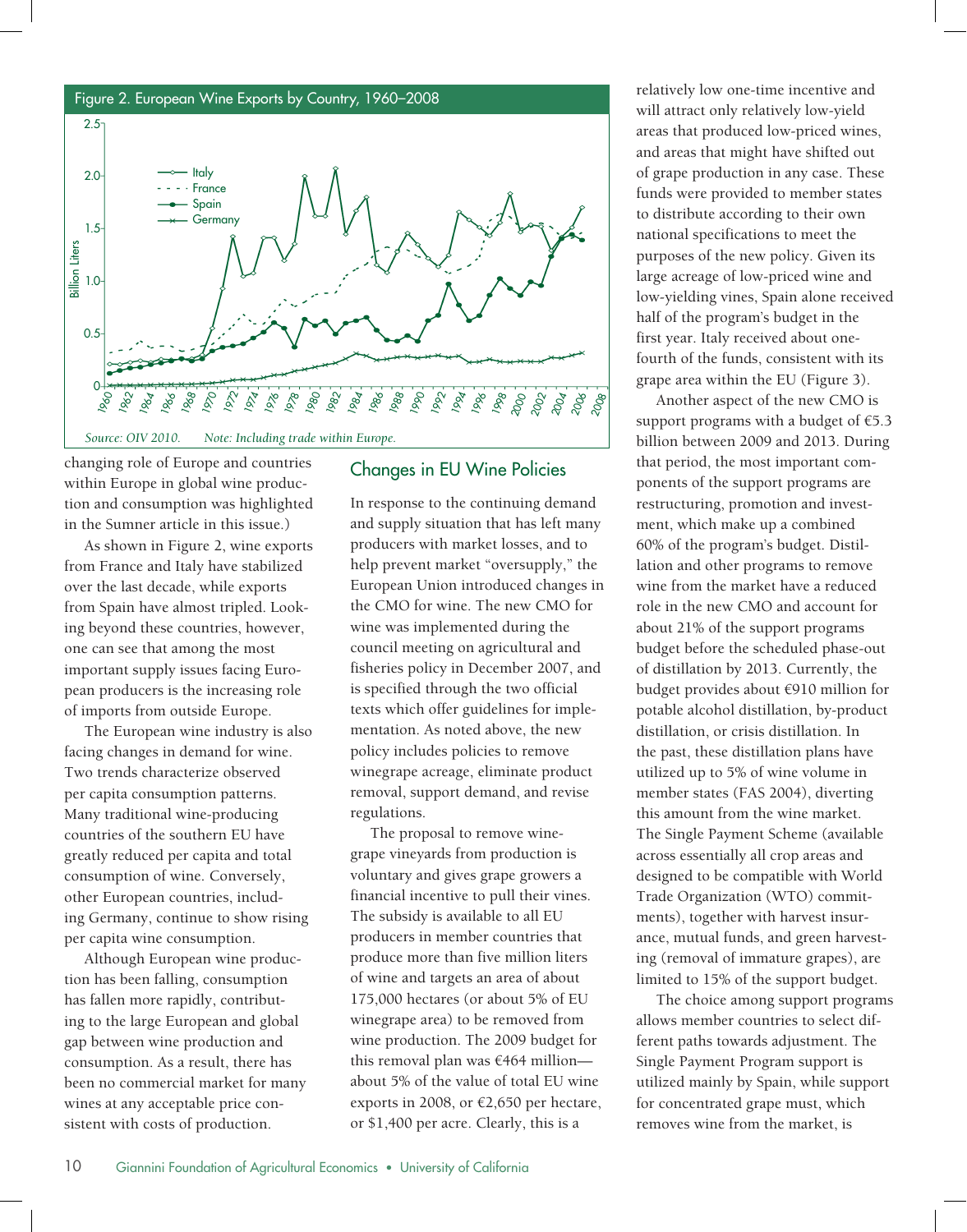Figure 2. European Wine Exports by Country, 1960–2008

Source: OIV 2010. Note: Including trade within Europe.

changing role of Europe and countries within Europe in global wine production and consumption was highlighted in the Sumner article in this issue.)

As shown in Figure 2, wine exports from France and Italy have stabilized over the last decade, while exports from Spain have almost tripled. Looking beyond these countries, however, one can see that among the most important supply issues facing European producers is the increasing role of imports from outside Europe.

The European wine industry is also facing changes in demand for wine. Two trends characterize observed per capita consumption patterns. Many traditional wine-producing countries of the southern EU have greatly reduced per capita and total consumption of wine. Conversely, other European countries, including Germany, continue to show rising per capita wine consumption.

Although European wine production has been falling, consumption has fallen more rapidly, contributing to the large European and global gap between wine production and consumption. As a result, there has been no commercial market for many wines at any acceptable price consistent with costs of production.

## Changes in EU Wine Policies

In response to the continuing demand and supply situation that has left many producers with market losses, and to help prevent market "oversupply," the European Union introduced changes in the CMO for wine. The new CMO for wine was implemented during the council meeting on agricultural and fisheries policy in December 2007, and is specified through the two official texts which offer guidelines for implementation. As noted above, the new policy includes policies to remove winegrape acreage, eliminate product removal, support demand, and revise regulations.

The proposal to remove winegrape vineyards from production is voluntary and gives grape growers a financial incentive to pull their vines. The subsidy is available to all EU producers in member countries that produce more than five million liters of wine and targets an area of about 175,000 hectares (or about 5% of EU winegrape area) to be removed from wine production. The 2009 budget for this removal plan was €464 million—about 5% of the value of total EU wine exports in 2008, or €2,650 per hectare, or $1,400 per acre. Clearly, this is a relatively low one-time incentive and will attract only relatively low-yield areas that produced low-priced wines, and areas that might have shifted out of grape production in any case. These funds were provided to member states to distribute according to their own national specifications to meet the purposes of the new policy. Given its large acreage of low-priced wine and low-yielding vines, Spain alone received half of the program's budget in the first year. Italy received about one-fourth of the funds, consistent with its grape area within the EU (Figure 3).

Another aspect of the new CMO is support programs with a budget of €5.3 billion between 2009 and 2013. During that period, the most important components of the support programs are restructuring, promotion and investment, which make up a combined 60% of the program's budget. Distillation and other programs to remove wine from the market have a reduced role in the new CMO and account for about 21% of the support programs budget before the scheduled phase-out of distillation by 2013. Currently, the budget provides about €910 million for potable alcohol distillation, by-product distillation, or crisis distillation. In the past, these distillation plans have utilized up to 5% of wine volume in member states (FAS 2004), diverting this amount from the wine market. The Single Payment Scheme (available across essentially all crop areas and designed to be compatible with World Trade Organization (WTO) commitments), together with harvest insurance, mutual funds, and green harvesting (removal of immature grapes), are limited to 15% of the support budget.

The choice among support programs allows member countries to select different paths towards adjustment. The Single Payment Program support is utilized mainly by Spain, while support for concentrated grape must, which removes wine from the market, is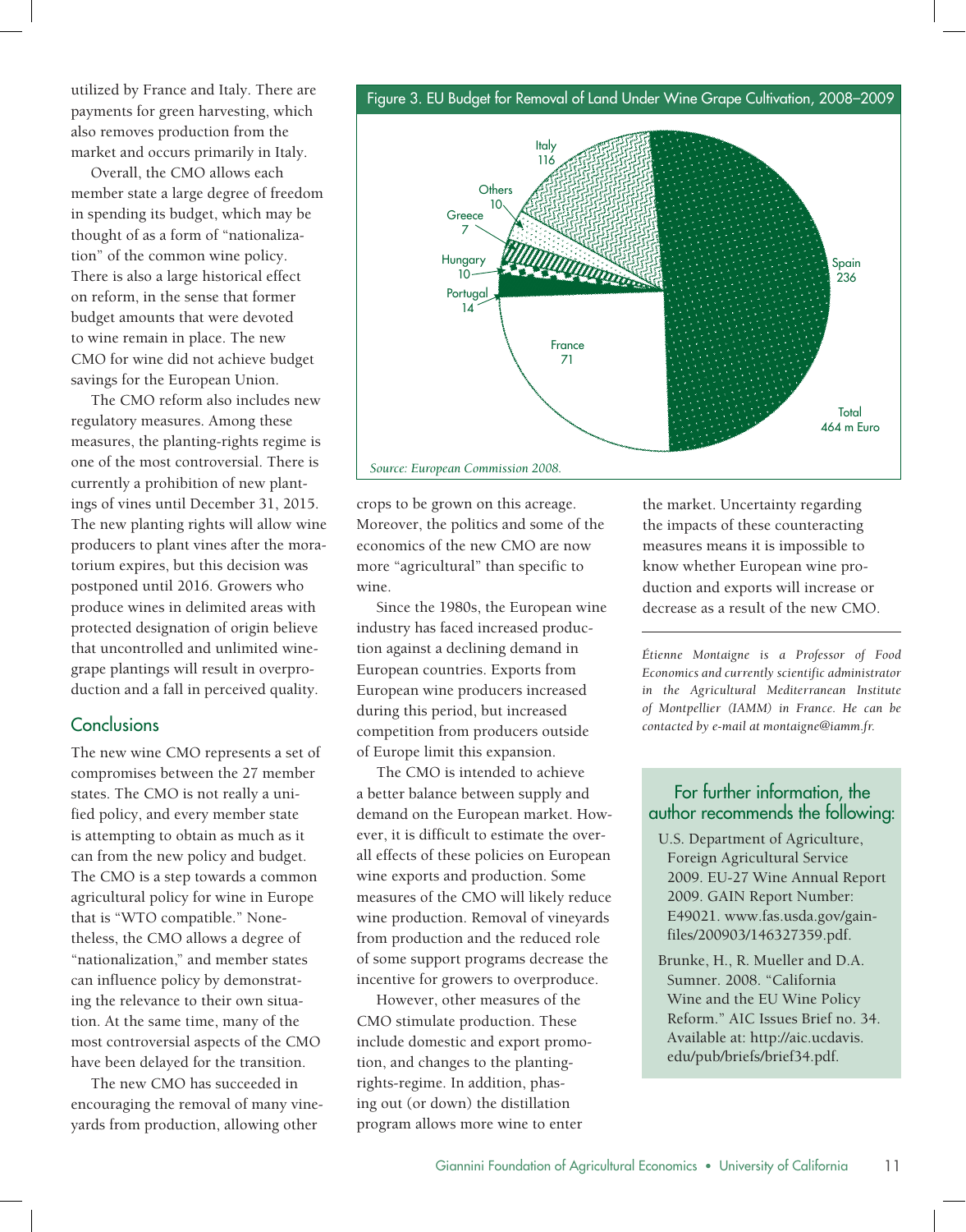utilized by France and Italy. There are payments for green harvesting, which also removes production from the market and occurs primarily in Italy.

Overall, the CMO allows each member state a large degree of freedom in spending its budget, which may be thought of as a form of "nationalization" of the common wine policy. There is also a large historical effect on reform, in the sense that former budget amounts that were devoted to wine remain in place. The new CMO for wine did not achieve budget savings for the European Union.

The CMO reform also includes new regulatory measures. Among these measures, the planting-rights regime is one of the most controversial. There is currently a prohibition of new plantings of vines until December 31, 2015. The new planting rights will allow wine producers to plant vines after the moratorium expires, but this decision was postponed until 2016. Growers who produce wines in delimited areas with protected designation of origin believe that uncontrolled and unlimited wine-grape plantings will result in overproduction and a fall in perceived quality.

## Conclusions

The new wine CMO represents a set of compromises between the 27 member states. The CMO is not really a unified policy, and every member state is attempting to obtain as much as it can from the new policy and budget. The CMO is a step towards a common agricultural policy for wine in Europe that is "WTO compatible." Nonetheless, the CMO allows a degree of "nationalization," and member states can influence policy by demonstrating the relevance to their own situation. At the same time, many of the most controversial aspects of the CMO have been delayed for the transition.

The new CMO has succeeded in encouraging the removal of many vineyards from production, allowing other crops to be grown on this acreage. Moreover, the politics and some of the economics of the new CMO are now more "agricultural" than specific to wine.

Since the 1980s, the European wine industry has faced increased production against a declining demand in European countries. Exports from European wine producers increased during this period, but increased competition from producers outside of Europe limit this expansion.

The CMO is intended to achieve a better balance between supply and demand on the European market. However, it is difficult to estimate the overall effects of these policies on European wine exports and production. Some measures of the CMO will likely reduce wine production. Removal of vineyards from production and the reduced role of some support programs decrease the incentive for growers to overproduce.

However, other measures of the CMO stimulate production. These include domestic and export promotion, and changes to the planting-rights-regime. In addition, phasing out (or down) the distillation program allows more wine to enter the market. Uncertainty regarding the impacts of these counteracting measures means it is impossible to know whether European wine production and exports will increase or decrease as a result of the new CMO.

Figure 3. EU Budget for Removal of Land Under Wine Grape Cultivation, 2008–2009

Italy 116
Others 10
Greece 7
Hungary 10
Portugal 14
France 71
Spain 236
Total 464 m Euro

*Source: European Commission 2008.*

---

*Étienne Montaigne is a Professor of Food Economics and currently scientific administrator in the Agricultural Mediterranean Institute of Montpellier (IAMM) in France. He can be contacted by e-mail at montaigne@iamm.fr.*

### For further information, the author recommends the following:

U.S. Department of Agriculture, Foreign Agricultural Service 2009. EU-27 Wine Annual Report 2009. GAIN Report Number: E49021. www.fas.usda.gov/gainfiles/200903/146327359.pdf.

Brunke, H., R. Mueller and D.A. Sumner. 2008. "California Wine and the EU Wine Policy Reform." AIC Issues Brief no. 34. Available at: http://aic.ucdavis.edu/pub/briefs/brief34.pdf.